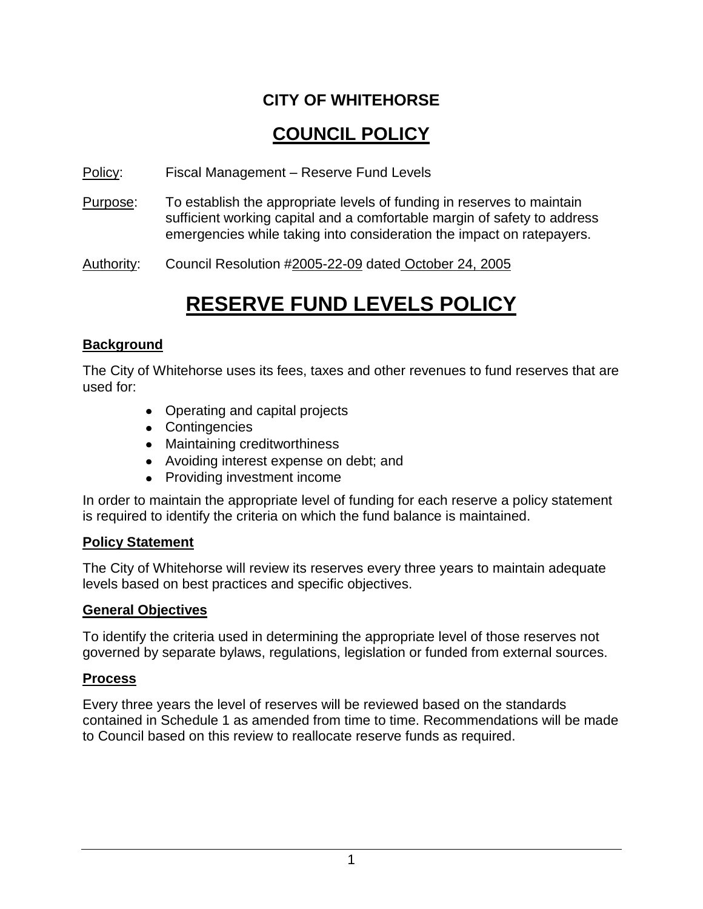**CITY OF WHITEHORSE**

# COUNCIL POLICY

Policy: Fiscal Management – Reserve Fund Levels

Purpose: To establish the appropriate levels of funding in reserves to maintain sufficient working capital and a comfortable margin of safety to address emergencies while taking into consideration the impact on ratepayers.

Authority: Council Resolution #2005-22-09 dated October 24, 2005

# RESERVE FUND LEVELS POLICY

## Background

The City of Whitehorse uses its fees, taxes and other revenues to fund reserves that are used for:

- Operating and capital projects
- Contingencies
- Maintaining creditworthiness
- Avoiding interest expense on debt; and
- Providing investment income

In order to maintain the appropriate level of funding for each reserve a policy statement is required to identify the criteria on which the fund balance is maintained.

## Policy Statement

The City of Whitehorse will review its reserves every three years to maintain adequate levels based on best practices and specific objectives.

## General Objectives

To identify the criteria used in determining the appropriate level of those reserves not governed by separate bylaws, regulations, legislation or funded from external sources.

## Process

Every three years the level of reserves will be reviewed based on the standards contained in Schedule 1 as amended from time to time. Recommendations will be made to Council based on this review to reallocate reserve funds as required.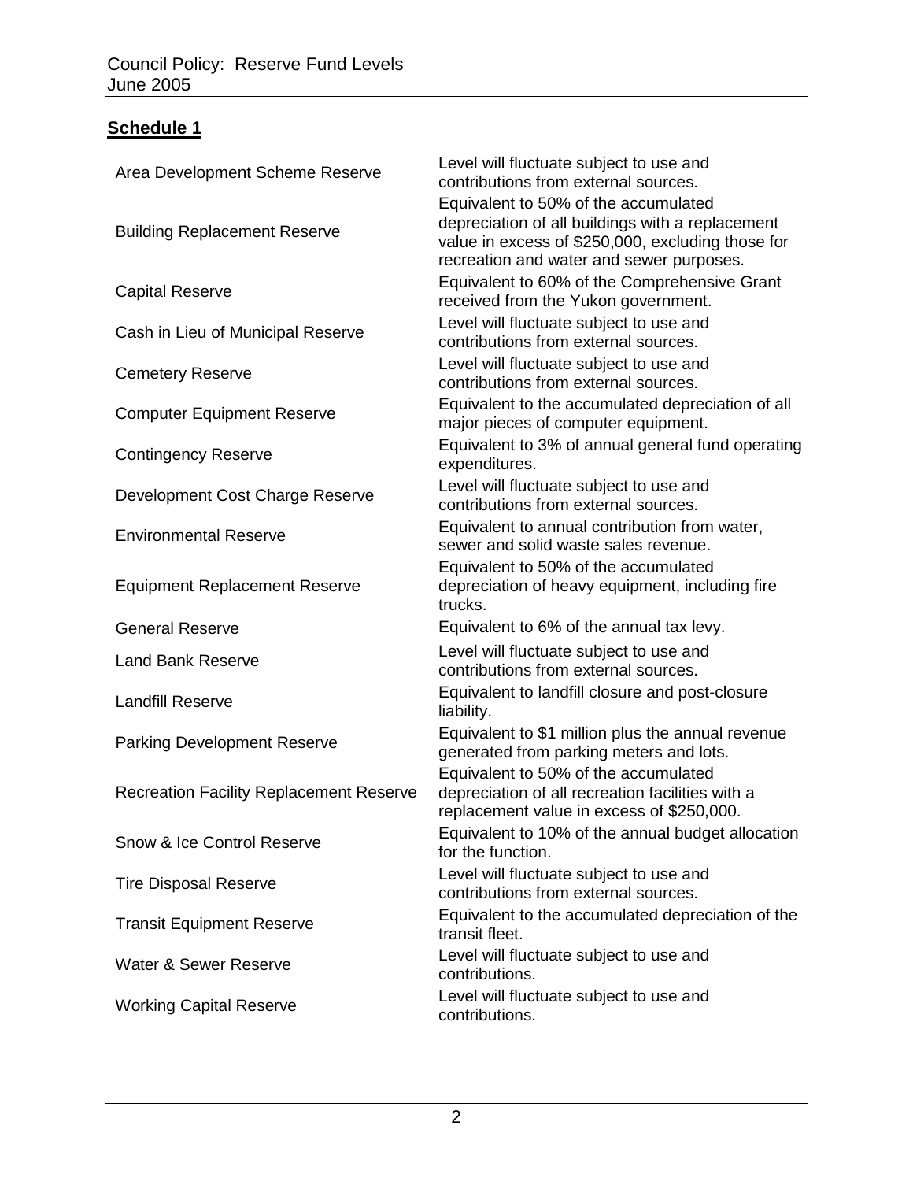## Schedule 1

| | |
|---|---|
| Area Development Scheme Reserve | Level will fluctuate subject to use and contributions from external sources. |
| Building Replacement Reserve | Equivalent to 50% of the accumulated depreciation of all buildings with a replacement value in excess of $250,000, excluding those for recreation and water and sewer purposes. |
| Capital Reserve | Equivalent to 60% of the Comprehensive Grant received from the Yukon government. |
| Cash in Lieu of Municipal Reserve | Level will fluctuate subject to use and contributions from external sources. |
| Cemetery Reserve | Level will fluctuate subject to use and contributions from external sources. |
| Computer Equipment Reserve | Equivalent to the accumulated depreciation of all major pieces of computer equipment. |
| Contingency Reserve | Equivalent to 3% of annual general fund operating expenditures. |
| Development Cost Charge Reserve | Level will fluctuate subject to use and contributions from external sources. |
| Environmental Reserve | Equivalent to annual contribution from water, sewer and solid waste sales revenue. |
| Equipment Replacement Reserve | Equivalent to 50% of the accumulated depreciation of heavy equipment, including fire trucks. |
| General Reserve | Equivalent to 6% of the annual tax levy. |
| Land Bank Reserve | Level will fluctuate subject to use and contributions from external sources. |
| Landfill Reserve | Equivalent to landfill closure and post-closure liability. |
| Parking Development Reserve | Equivalent to $1 million plus the annual revenue generated from parking meters and lots. |
| Recreation Facility Replacement Reserve | Equivalent to 50% of the accumulated depreciation of all recreation facilities with a replacement value in excess of $250,000. |
| Snow & Ice Control Reserve | Equivalent to 10% of the annual budget allocation for the function. |
| Tire Disposal Reserve | Level will fluctuate subject to use and contributions from external sources. |
| Transit Equipment Reserve | Equivalent to the accumulated depreciation of the transit fleet. |
| Water & Sewer Reserve | Level will fluctuate subject to use and contributions. |
| Working Capital Reserve | Level will fluctuate subject to use and contributions. |